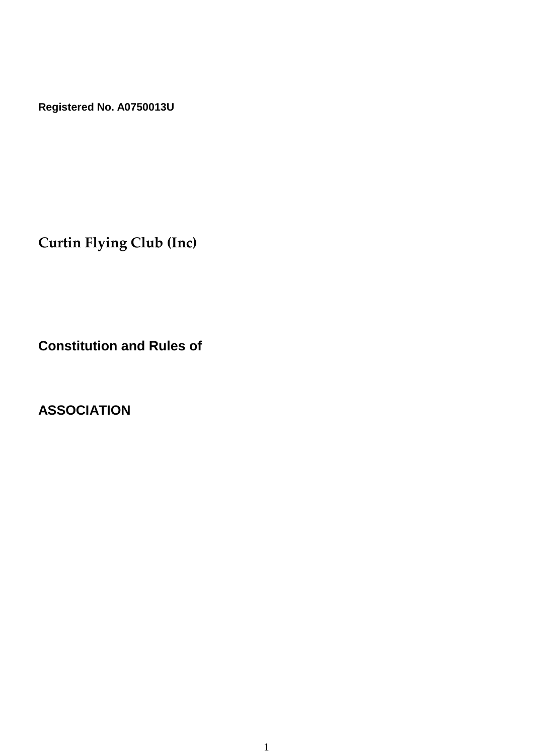**Registered No. A0750013U**

# Curtin Flying Club (Inc)

## Constitution and Rules of

## ASSOCIATION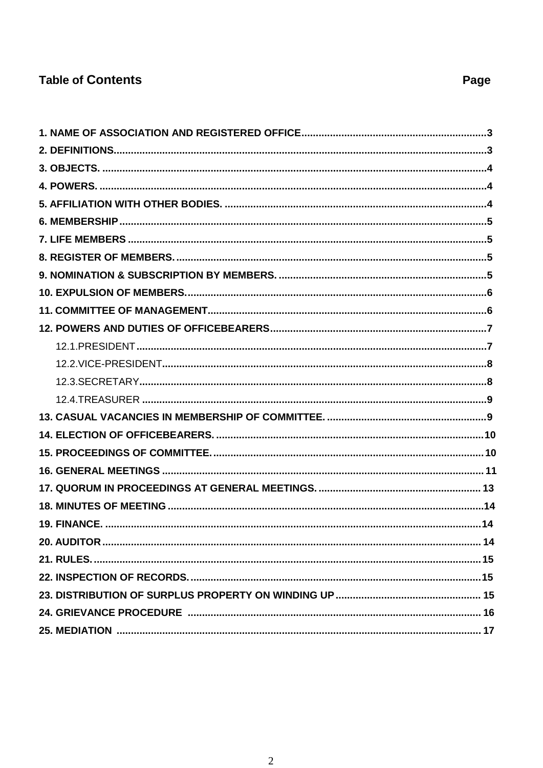## Table of Contents

| | Page |
|---|---|
| 1. NAME OF ASSOCIATION AND REGISTERED OFFICE | 3 |
| 2. DEFINITIONS | 3 |
| 3. OBJECTS. | 4 |
| 4. POWERS. | 4 |
| 5. AFFILIATION WITH OTHER BODIES. | 4 |
| 6. MEMBERSHIP | 5 |
| 7. LIFE MEMBERS | 5 |
| 8. REGISTER OF MEMBERS. | 5 |
| 9. NOMINATION & SUBSCRIPTION BY MEMBERS. | 5 |
| 10. EXPULSION OF MEMBERS. | 6 |
| 11. COMMITTEE OF MANAGEMENT | 6 |
| 12. POWERS AND DUTIES OF OFFICEBEARERS | 7 |
| 12.1.PRESIDENT | 7 |
| 12.2.VICE-PRESIDENT | 8 |
| 12.3.SECRETARY | 8 |
| 12.4.TREASURER | 9 |
| 13. CASUAL VACANCIES IN MEMBERSHIP OF COMMITTEE. | 9 |
| 14. ELECTION OF OFFICEBEARERS. | 10 |
| 15. PROCEEDINGS OF COMMITTEE. | 10 |
| 16. GENERAL MEETINGS | 11 |
| 17. QUORUM IN PROCEEDINGS AT GENERAL MEETINGS. | 13 |
| 18. MINUTES OF MEETING | 14 |
| 19. FINANCE. | 14 |
| 20. AUDITOR | 14 |
| 21. RULES. | 15 |
| 22. INSPECTION OF RECORDS. | 15 |
| 23. DISTRIBUTION OF SURPLUS PROPERTY ON WINDING UP | 15 |
| 24. GRIEVANCE PROCEDURE | 16 |
| 25. MEDIATION | 17 |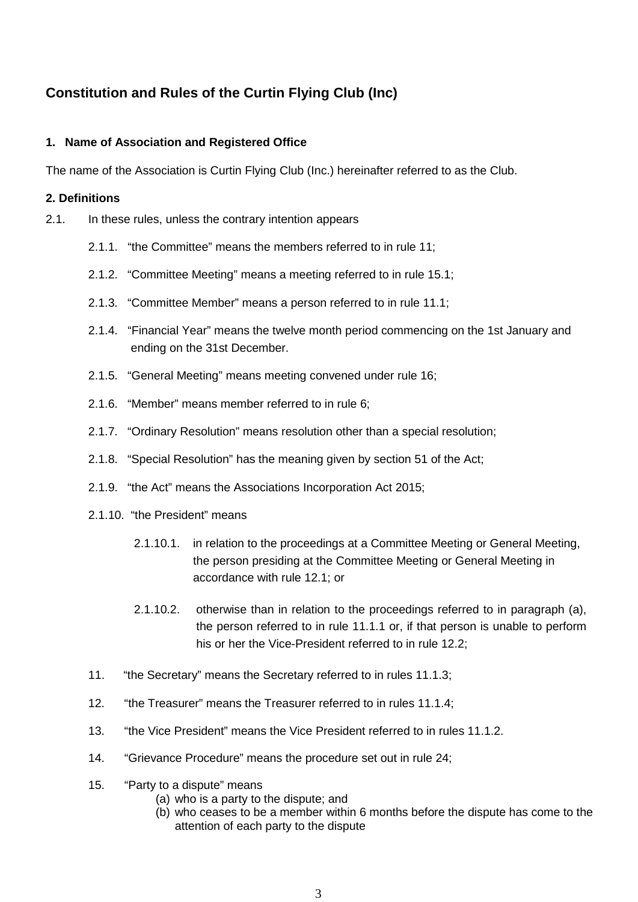## Constitution and Rules of the Curtin Flying Club (Inc)

### 1. Name of Association and Registered Office

The name of the Association is Curtin Flying Club (Inc.) hereinafter referred to as the Club.

### 2. Definitions

2.1. In these rules, unless the contrary intention appears

- 2.1.1. "the Committee" means the members referred to in rule 11;
- 2.1.2. "Committee Meeting" means a meeting referred to in rule 15.1;
- 2.1.3. "Committee Member" means a person referred to in rule 11.1;
- 2.1.4. "Financial Year" means the twelve month period commencing on the 1st January and ending on the 31st December.
- 2.1.5. "General Meeting" means meeting convened under rule 16;
- 2.1.6. "Member" means member referred to in rule 6;
- 2.1.7. "Ordinary Resolution" means resolution other than a special resolution;
- 2.1.8. "Special Resolution" has the meaning given by section 51 of the Act;
- 2.1.9. "the Act" means the Associations Incorporation Act 2015;
- 2.1.10. "the President" means
  - 2.1.10.1. in relation to the proceedings at a Committee Meeting or General Meeting, the person presiding at the Committee Meeting or General Meeting in accordance with rule 12.1; or
  - 2.1.10.2. otherwise than in relation to the proceedings referred to in paragraph (a), the person referred to in rule 11.1.1 or, if that person is unable to perform his or her the Vice-President referred to in rule 12.2;

11. "the Secretary" means the Secretary referred to in rules 11.1.3;

12. "the Treasurer" means the Treasurer referred to in rules 11.1.4;

13. "the Vice President" means the Vice President referred to in rules 11.1.2.

14. "Grievance Procedure" means the procedure set out in rule 24;

15. "Party to a dispute" means
    - (a) who is a party to the dispute; and
    - (b) who ceases to be a member within 6 months before the dispute has come to the attention of each party to the dispute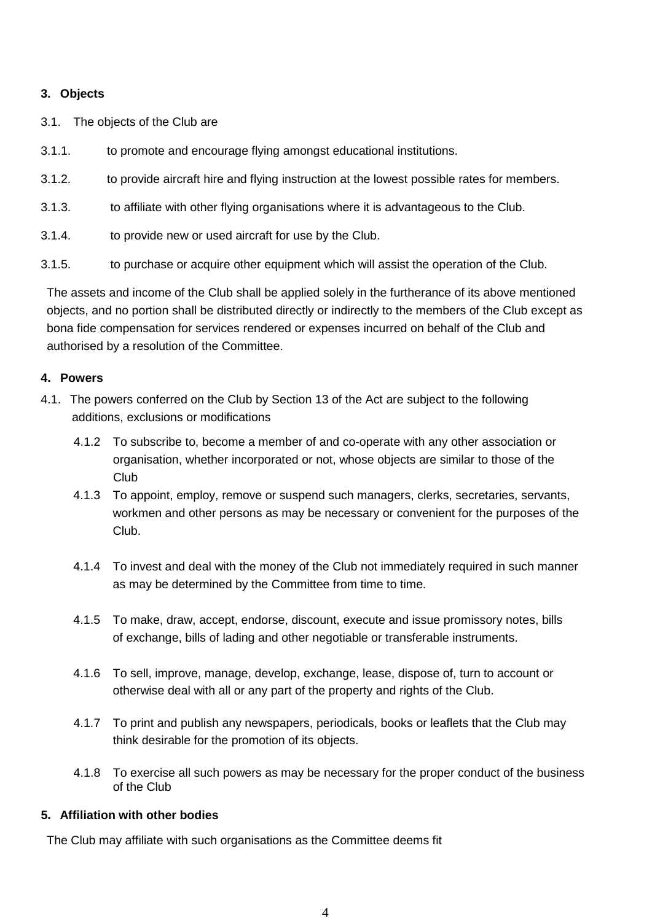## 3. Objects

3.1. The objects of the Club are

3.1.1. to promote and encourage flying amongst educational institutions.

3.1.2. to provide aircraft hire and flying instruction at the lowest possible rates for members.

3.1.3. to affiliate with other flying organisations where it is advantageous to the Club.

3.1.4. to provide new or used aircraft for use by the Club.

3.1.5. to purchase or acquire other equipment which will assist the operation of the Club.

The assets and income of the Club shall be applied solely in the furtherance of its above mentioned objects, and no portion shall be distributed directly or indirectly to the members of the Club except as bona fide compensation for services rendered or expenses incurred on behalf of the Club and authorised by a resolution of the Committee.

## 4. Powers

4.1. The powers conferred on the Club by Section 13 of the Act are subject to the following additions, exclusions or modifications

4.1.2 To subscribe to, become a member of and co-operate with any other association or organisation, whether incorporated or not, whose objects are similar to those of the Club

4.1.3 To appoint, employ, remove or suspend such managers, clerks, secretaries, servants, workmen and other persons as may be necessary or convenient for the purposes of the Club.

4.1.4 To invest and deal with the money of the Club not immediately required in such manner as may be determined by the Committee from time to time.

4.1.5 To make, draw, accept, endorse, discount, execute and issue promissory notes, bills of exchange, bills of lading and other negotiable or transferable instruments.

4.1.6 To sell, improve, manage, develop, exchange, lease, dispose of, turn to account or otherwise deal with all or any part of the property and rights of the Club.

4.1.7 To print and publish any newspapers, periodicals, books or leaflets that the Club may think desirable for the promotion of its objects.

4.1.8 To exercise all such powers as may be necessary for the proper conduct of the business of the Club

## 5. Affiliation with other bodies

The Club may affiliate with such organisations as the Committee deems fit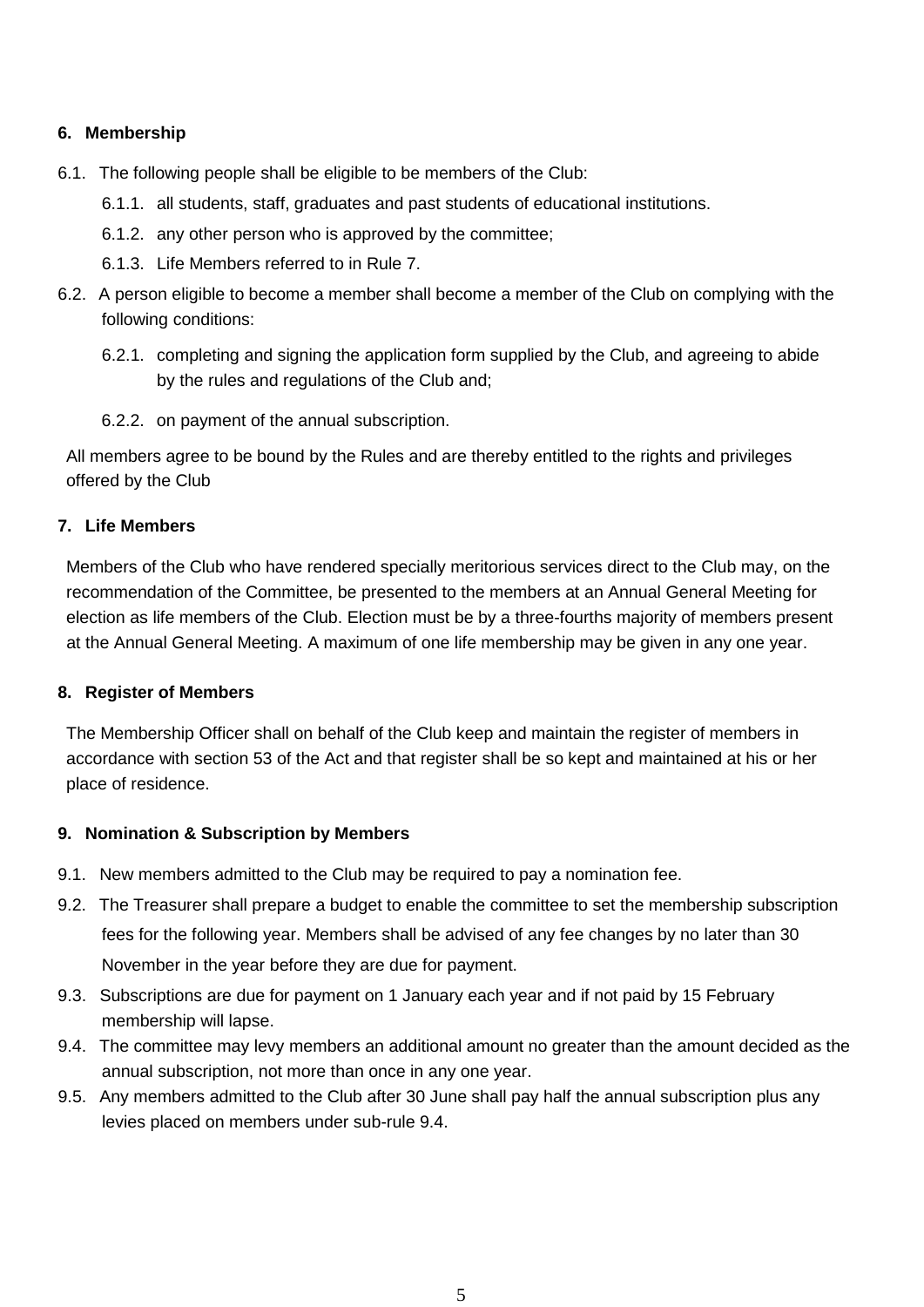## 6. Membership

6.1. The following people shall be eligible to be members of the Club:

- 6.1.1. all students, staff, graduates and past students of educational institutions.
- 6.1.2. any other person who is approved by the committee;
- 6.1.3. Life Members referred to in Rule 7.

6.2. A person eligible to become a member shall become a member of the Club on complying with the following conditions:

- 6.2.1. completing and signing the application form supplied by the Club, and agreeing to abide by the rules and regulations of the Club and;
- 6.2.2. on payment of the annual subscription.

All members agree to be bound by the Rules and are thereby entitled to the rights and privileges offered by the Club

## 7. Life Members

Members of the Club who have rendered specially meritorious services direct to the Club may, on the recommendation of the Committee, be presented to the members at an Annual General Meeting for election as life members of the Club. Election must be by a three-fourths majority of members present at the Annual General Meeting. A maximum of one life membership may be given in any one year.

## 8. Register of Members

The Membership Officer shall on behalf of the Club keep and maintain the register of members in accordance with section 53 of the Act and that register shall be so kept and maintained at his or her place of residence.

## 9. Nomination & Subscription by Members

9.1. New members admitted to the Club may be required to pay a nomination fee.

9.2. The Treasurer shall prepare a budget to enable the committee to set the membership subscription fees for the following year. Members shall be advised of any fee changes by no later than 30 November in the year before they are due for payment.

9.3. Subscriptions are due for payment on 1 January each year and if not paid by 15 February membership will lapse.

9.4. The committee may levy members an additional amount no greater than the amount decided as the annual subscription, not more than once in any one year.

9.5. Any members admitted to the Club after 30 June shall pay half the annual subscription plus any levies placed on members under sub-rule 9.4.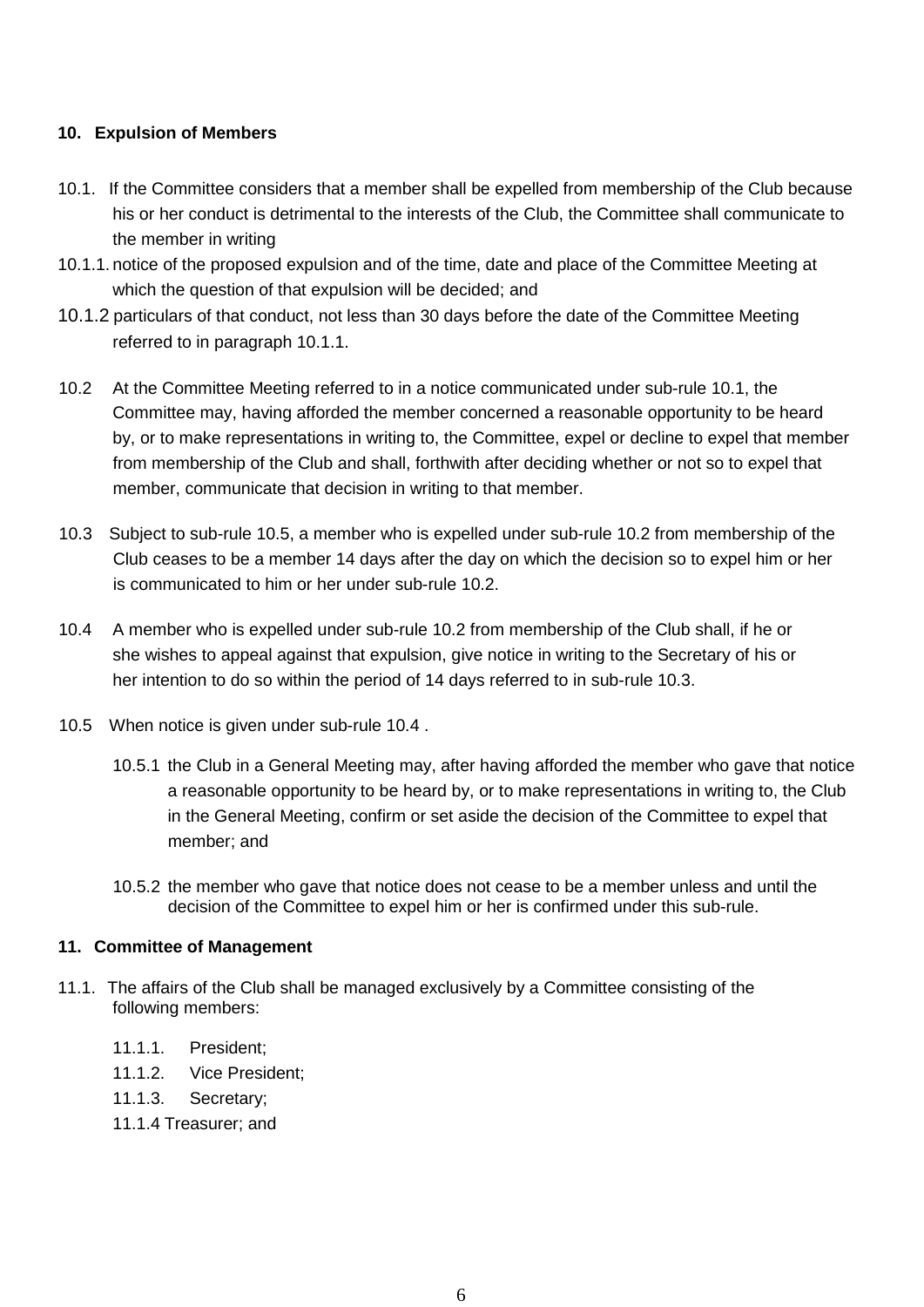## 10. Expulsion of Members

10.1. If the Committee considers that a member shall be expelled from membership of the Club because his or her conduct is detrimental to the interests of the Club, the Committee shall communicate to the member in writing

10.1.1. notice of the proposed expulsion and of the time, date and place of the Committee Meeting at which the question of that expulsion will be decided; and

10.1.2 particulars of that conduct, not less than 30 days before the date of the Committee Meeting referred to in paragraph 10.1.1.

10.2 At the Committee Meeting referred to in a notice communicated under sub-rule 10.1, the Committee may, having afforded the member concerned a reasonable opportunity to be heard by, or to make representations in writing to, the Committee, expel or decline to expel that member from membership of the Club and shall, forthwith after deciding whether or not so to expel that member, communicate that decision in writing to that member.

10.3 Subject to sub-rule 10.5, a member who is expelled under sub-rule 10.2 from membership of the Club ceases to be a member 14 days after the day on which the decision so to expel him or her is communicated to him or her under sub-rule 10.2.

10.4 A member who is expelled under sub-rule 10.2 from membership of the Club shall, if he or she wishes to appeal against that expulsion, give notice in writing to the Secretary of his or her intention to do so within the period of 14 days referred to in sub-rule 10.3.

10.5 When notice is given under sub-rule 10.4 .

10.5.1 the Club in a General Meeting may, after having afforded the member who gave that notice a reasonable opportunity to be heard by, or to make representations in writing to, the Club in the General Meeting, confirm or set aside the decision of the Committee to expel that member; and

10.5.2 the member who gave that notice does not cease to be a member unless and until the decision of the Committee to expel him or her is confirmed under this sub-rule.

## 11. Committee of Management

11.1. The affairs of the Club shall be managed exclusively by a Committee consisting of the following members:

11.1.1. President;

11.1.2. Vice President;

11.1.3. Secretary;

11.1.4 Treasurer; and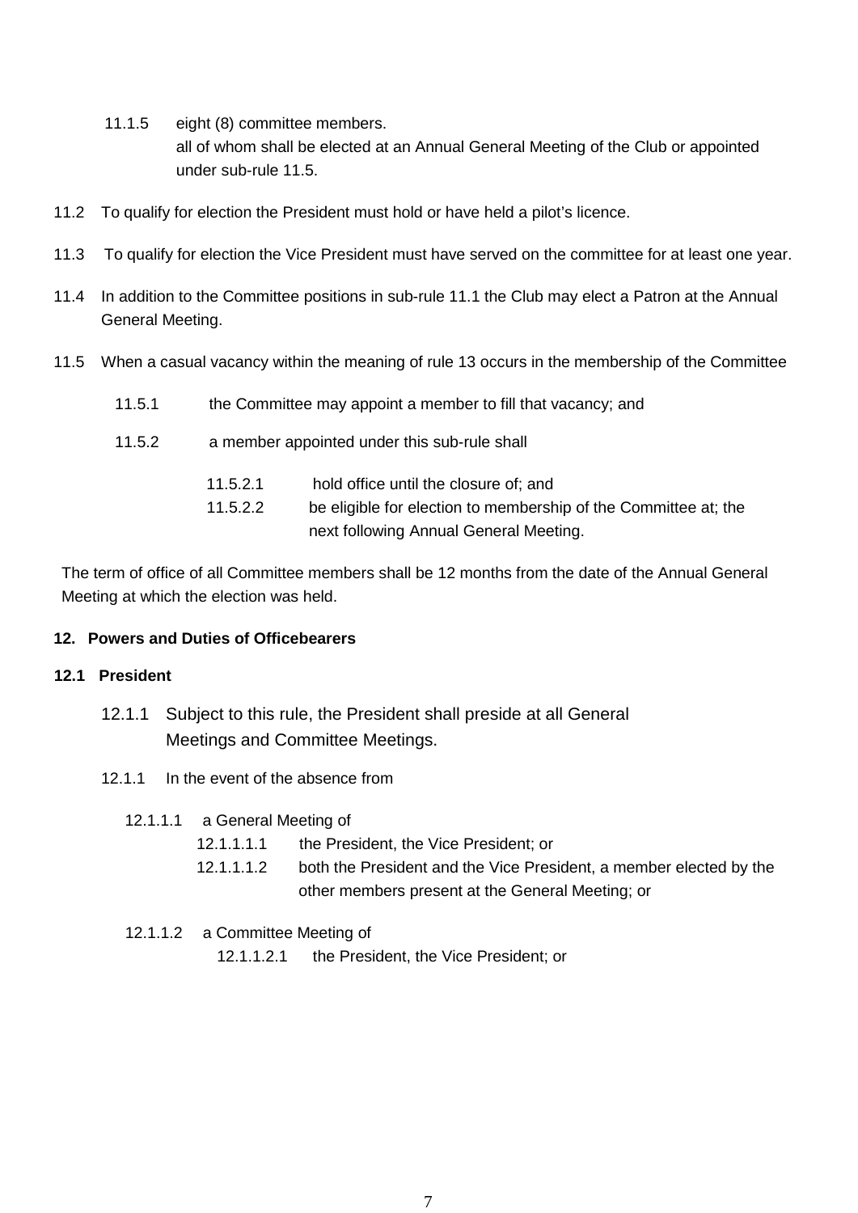11.1.5 eight (8) committee members.
all of whom shall be elected at an Annual General Meeting of the Club or appointed under sub-rule 11.5.

11.2 To qualify for election the President must hold or have held a pilot's licence.

11.3 To qualify for election the Vice President must have served on the committee for at least one year.

11.4 In addition to the Committee positions in sub-rule 11.1 the Club may elect a Patron at the Annual General Meeting.

11.5 When a casual vacancy within the meaning of rule 13 occurs in the membership of the Committee

11.5.1 the Committee may appoint a member to fill that vacancy; and

11.5.2 a member appointed under this sub-rule shall

11.5.2.1 hold office until the closure of; and
11.5.2.2 be eligible for election to membership of the Committee at; the next following Annual General Meeting.

The term of office of all Committee members shall be 12 months from the date of the Annual General Meeting at which the election was held.

**12. Powers and Duties of Officebearers**

**12.1 President**

12.1.1 Subject to this rule, the President shall preside at all General Meetings and Committee Meetings.

12.1.1 In the event of the absence from

12.1.1.1 a General Meeting of
12.1.1.1.1 the President, the Vice President; or
12.1.1.1.2 both the President and the Vice President, a member elected by the other members present at the General Meeting; or

12.1.1.2 a Committee Meeting of
12.1.1.2.1 the President, the Vice President; or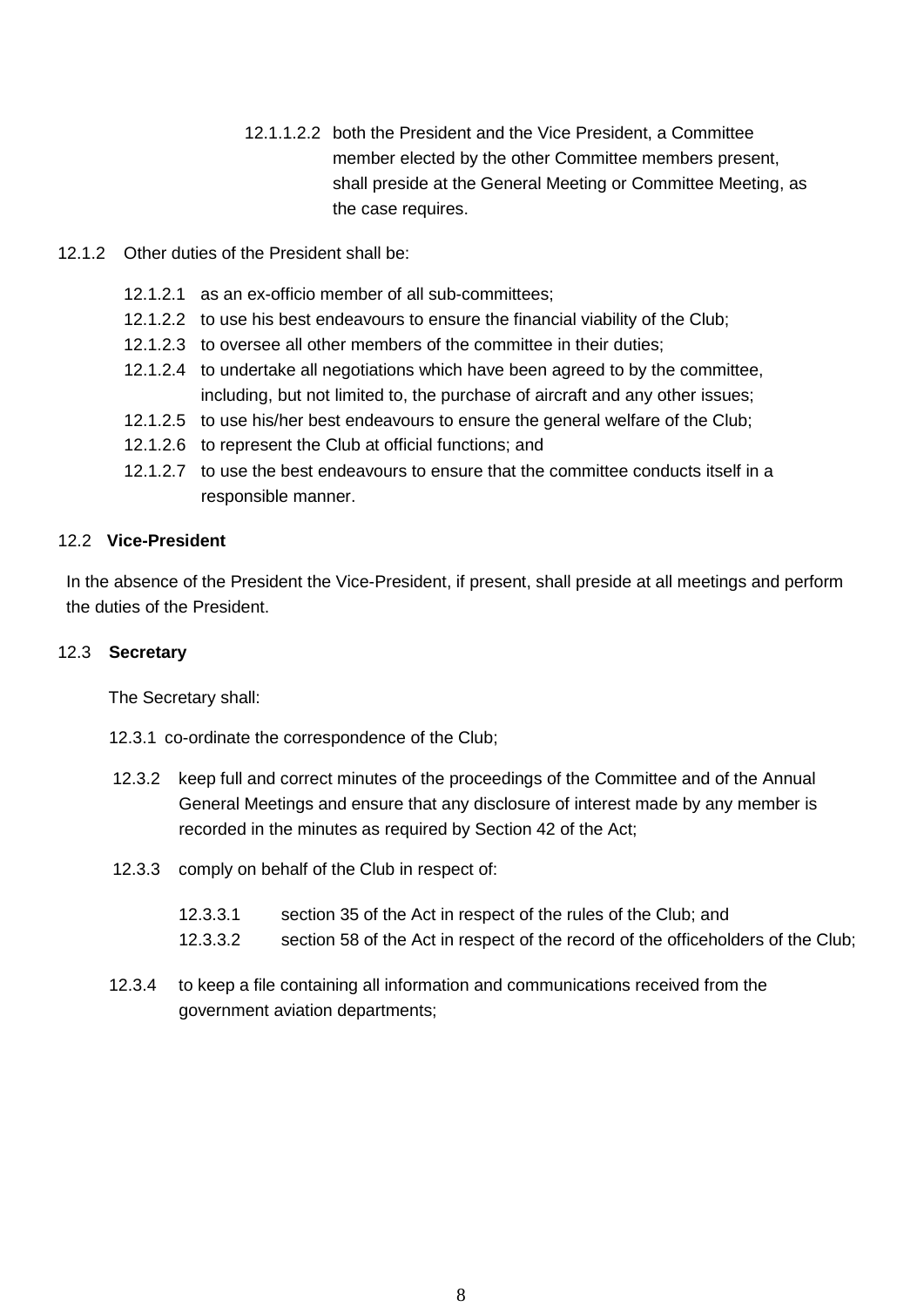12.1.1.2.2 both the President and the Vice President, a Committee member elected by the other Committee members present, shall preside at the General Meeting or Committee Meeting, as the case requires.

12.1.2 Other duties of the President shall be:

- 12.1.2.1 as an ex-officio member of all sub-committees;
- 12.1.2.2 to use his best endeavours to ensure the financial viability of the Club;
- 12.1.2.3 to oversee all other members of the committee in their duties;
- 12.1.2.4 to undertake all negotiations which have been agreed to by the committee, including, but not limited to, the purchase of aircraft and any other issues;
- 12.1.2.5 to use his/her best endeavours to ensure the general welfare of the Club;
- 12.1.2.6 to represent the Club at official functions; and
- 12.1.2.7 to use the best endeavours to ensure that the committee conducts itself in a responsible manner.

12.2 **Vice-President**

In the absence of the President the Vice-President, if present, shall preside at all meetings and perform the duties of the President.

12.3 **Secretary**

The Secretary shall:

12.3.1 co-ordinate the correspondence of the Club;

12.3.2 keep full and correct minutes of the proceedings of the Committee and of the Annual General Meetings and ensure that any disclosure of interest made by any member is recorded in the minutes as required by Section 42 of the Act;

12.3.3 comply on behalf of the Club in respect of:

- 12.3.3.1 section 35 of the Act in respect of the rules of the Club; and
- 12.3.3.2 section 58 of the Act in respect of the record of the officeholders of the Club;

12.3.4 to keep a file containing all information and communications received from the government aviation departments;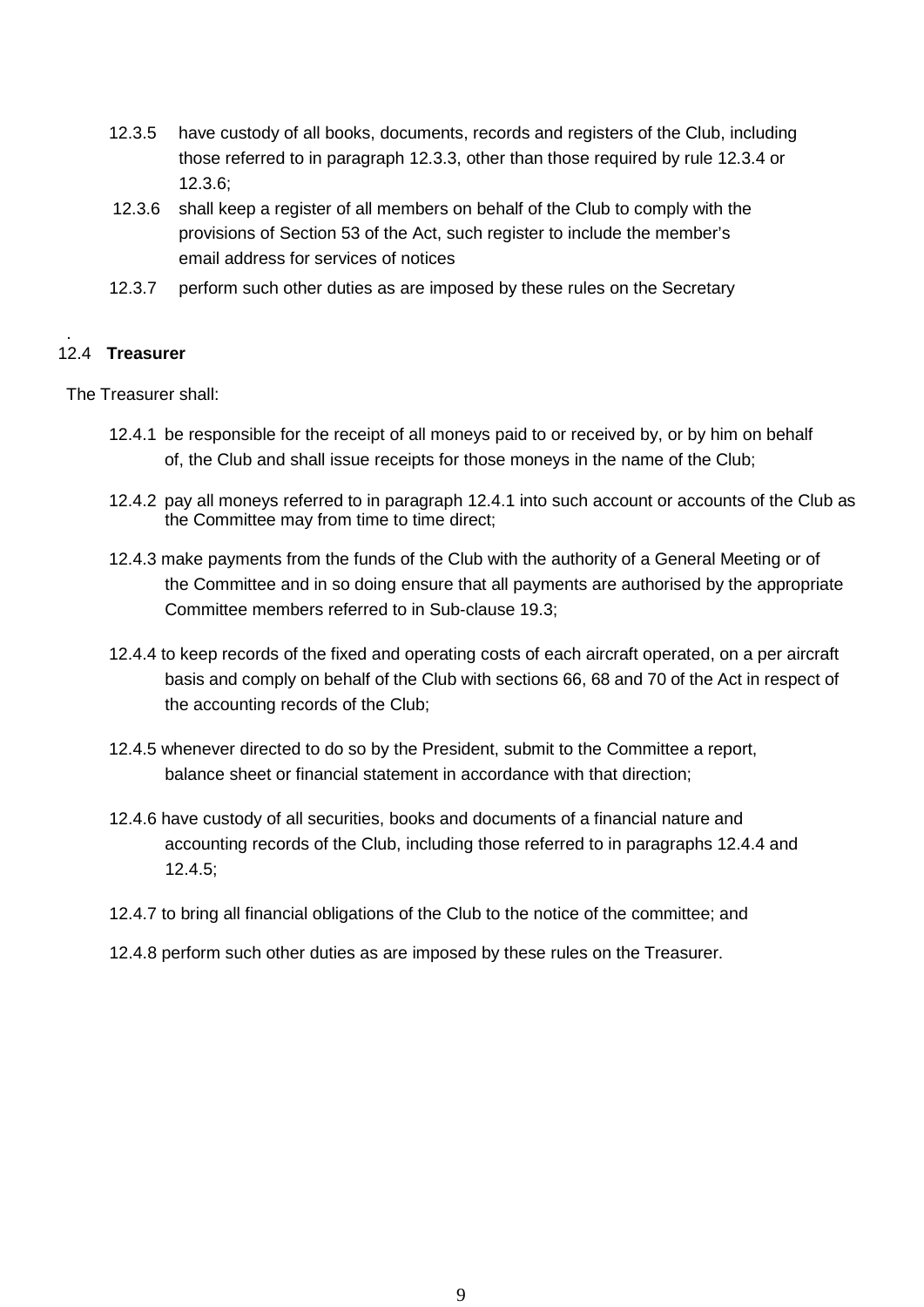12.3.5 have custody of all books, documents, records and registers of the Club, including those referred to in paragraph 12.3.3, other than those required by rule 12.3.4 or 12.3.6;

12.3.6 shall keep a register of all members on behalf of the Club to comply with the provisions of Section 53 of the Act, such register to include the member's email address for services of notices

12.3.7 perform such other duties as are imposed by these rules on the Secretary

.

12.4 **Treasurer**

The Treasurer shall:

12.4.1 be responsible for the receipt of all moneys paid to or received by, or by him on behalf of, the Club and shall issue receipts for those moneys in the name of the Club;

12.4.2 pay all moneys referred to in paragraph 12.4.1 into such account or accounts of the Club as the Committee may from time to time direct;

12.4.3 make payments from the funds of the Club with the authority of a General Meeting or of the Committee and in so doing ensure that all payments are authorised by the appropriate Committee members referred to in Sub-clause 19.3;

12.4.4 to keep records of the fixed and operating costs of each aircraft operated, on a per aircraft basis and comply on behalf of the Club with sections 66, 68 and 70 of the Act in respect of the accounting records of the Club;

12.4.5 whenever directed to do so by the President, submit to the Committee a report, balance sheet or financial statement in accordance with that direction;

12.4.6 have custody of all securities, books and documents of a financial nature and accounting records of the Club, including those referred to in paragraphs 12.4.4 and 12.4.5;

12.4.7 to bring all financial obligations of the Club to the notice of the committee; and

12.4.8 perform such other duties as are imposed by these rules on the Treasurer.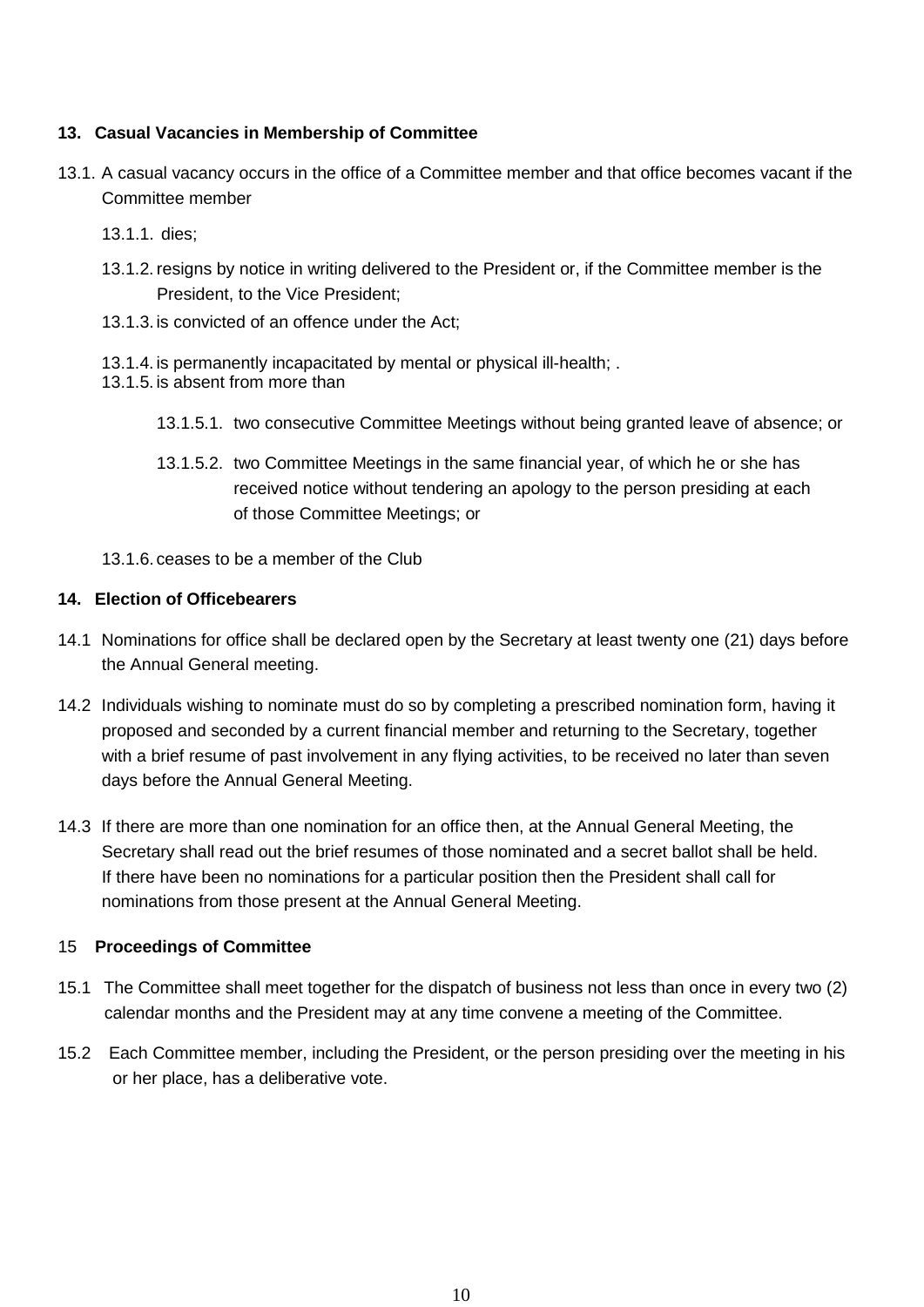**13. Casual Vacancies in Membership of Committee**

13.1. A casual vacancy occurs in the office of a Committee member and that office becomes vacant if the Committee member

13.1.1. dies;

13.1.2. resigns by notice in writing delivered to the President or, if the Committee member is the President, to the Vice President;

13.1.3. is convicted of an offence under the Act;

13.1.4. is permanently incapacitated by mental or physical ill-health; .

13.1.5. is absent from more than

13.1.5.1. two consecutive Committee Meetings without being granted leave of absence; or

13.1.5.2. two Committee Meetings in the same financial year, of which he or she has received notice without tendering an apology to the person presiding at each of those Committee Meetings; or

13.1.6. ceases to be a member of the Club

**14. Election of Officebearers**

14.1 Nominations for office shall be declared open by the Secretary at least twenty one (21) days before the Annual General meeting.

14.2 Individuals wishing to nominate must do so by completing a prescribed nomination form, having it proposed and seconded by a current financial member and returning to the Secretary, together with a brief resume of past involvement in any flying activities, to be received no later than seven days before the Annual General Meeting.

14.3 If there are more than one nomination for an office then, at the Annual General Meeting, the Secretary shall read out the brief resumes of those nominated and a secret ballot shall be held. If there have been no nominations for a particular position then the President shall call for nominations from those present at the Annual General Meeting.

15 **Proceedings of Committee**

15.1 The Committee shall meet together for the dispatch of business not less than once in every two (2) calendar months and the President may at any time convene a meeting of the Committee.

15.2 Each Committee member, including the President, or the person presiding over the meeting in his or her place, has a deliberative vote.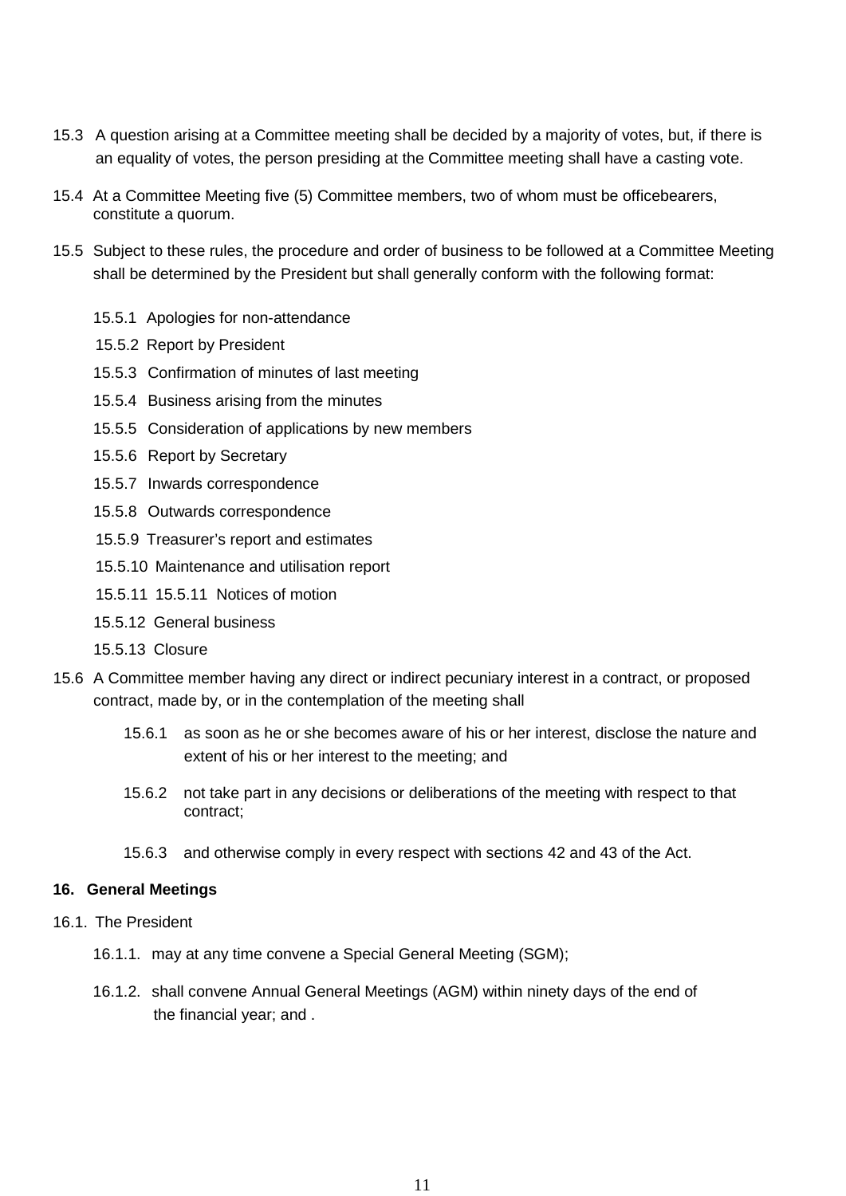15.3 A question arising at a Committee meeting shall be decided by a majority of votes, but, if there is an equality of votes, the person presiding at the Committee meeting shall have a casting vote.

15.4 At a Committee Meeting five (5) Committee members, two of whom must be officebearers, constitute a quorum.

15.5 Subject to these rules, the procedure and order of business to be followed at a Committee Meeting shall be determined by the President but shall generally conform with the following format:

- 15.5.1 Apologies for non-attendance
- 15.5.2 Report by President
- 15.5.3 Confirmation of minutes of last meeting
- 15.5.4 Business arising from the minutes
- 15.5.5 Consideration of applications by new members
- 15.5.6 Report by Secretary
- 15.5.7 Inwards correspondence
- 15.5.8 Outwards correspondence
- 15.5.9 Treasurer's report and estimates
- 15.5.10 Maintenance and utilisation report
- 15.5.11 15.5.11 Notices of motion
- 15.5.12 General business
- 15.5.13 Closure

15.6 A Committee member having any direct or indirect pecuniary interest in a contract, or proposed contract, made by, or in the contemplation of the meeting shall

- 15.6.1 as soon as he or she becomes aware of his or her interest, disclose the nature and extent of his or her interest to the meeting; and
- 15.6.2 not take part in any decisions or deliberations of the meeting with respect to that contract;
- 15.6.3 and otherwise comply in every respect with sections 42 and 43 of the Act.

**16. General Meetings**

16.1. The President

- 16.1.1. may at any time convene a Special General Meeting (SGM);
- 16.1.2. shall convene Annual General Meetings (AGM) within ninety days of the end of the financial year; and .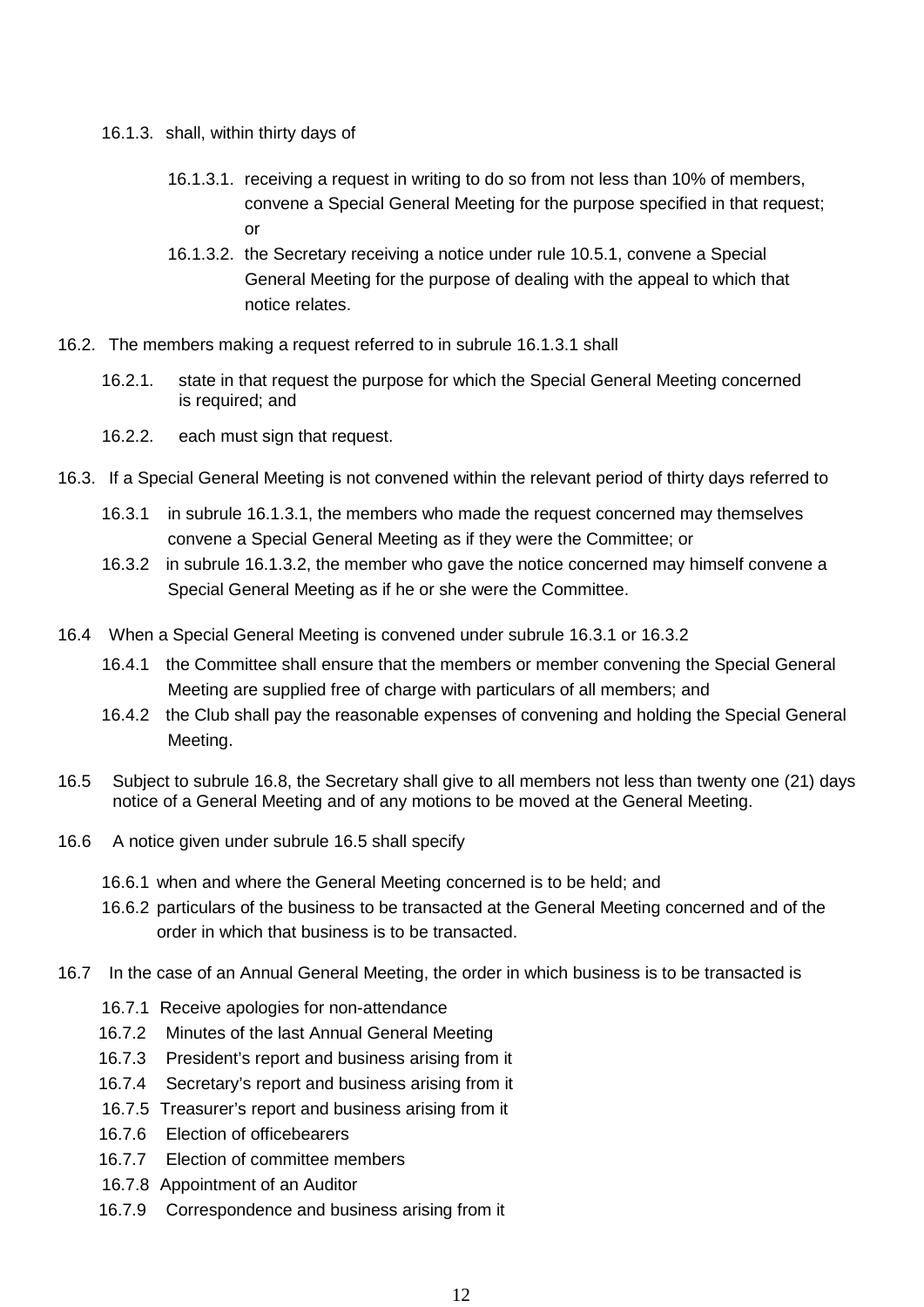16.1.3. shall, within thirty days of

  16.1.3.1. receiving a request in writing to do so from not less than 10% of members, convene a Special General Meeting for the purpose specified in that request; or

  16.1.3.2. the Secretary receiving a notice under rule 10.5.1, convene a Special General Meeting for the purpose of dealing with the appeal to which that notice relates.

16.2. The members making a request referred to in subrule 16.1.3.1 shall

  16.2.1. state in that request the purpose for which the Special General Meeting concerned is required; and

  16.2.2. each must sign that request.

16.3. If a Special General Meeting is not convened within the relevant period of thirty days referred to

  16.3.1 in subrule 16.1.3.1, the members who made the request concerned may themselves convene a Special General Meeting as if they were the Committee; or

  16.3.2 in subrule 16.1.3.2, the member who gave the notice concerned may himself convene a Special General Meeting as if he or she were the Committee.

16.4 When a Special General Meeting is convened under subrule 16.3.1 or 16.3.2

  16.4.1 the Committee shall ensure that the members or member convening the Special General Meeting are supplied free of charge with particulars of all members; and

  16.4.2 the Club shall pay the reasonable expenses of convening and holding the Special General Meeting.

16.5 Subject to subrule 16.8, the Secretary shall give to all members not less than twenty one (21) days notice of a General Meeting and of any motions to be moved at the General Meeting.

16.6 A notice given under subrule 16.5 shall specify

  16.6.1 when and where the General Meeting concerned is to be held; and

  16.6.2 particulars of the business to be transacted at the General Meeting concerned and of the order in which that business is to be transacted.

16.7 In the case of an Annual General Meeting, the order in which business is to be transacted is

  16.7.1 Receive apologies for non-attendance

  16.7.2 Minutes of the last Annual General Meeting

  16.7.3 President's report and business arising from it

  16.7.4 Secretary's report and business arising from it

  16.7.5 Treasurer's report and business arising from it

  16.7.6 Election of officebearers

  16.7.7 Election of committee members

  16.7.8 Appointment of an Auditor

  16.7.9 Correspondence and business arising from it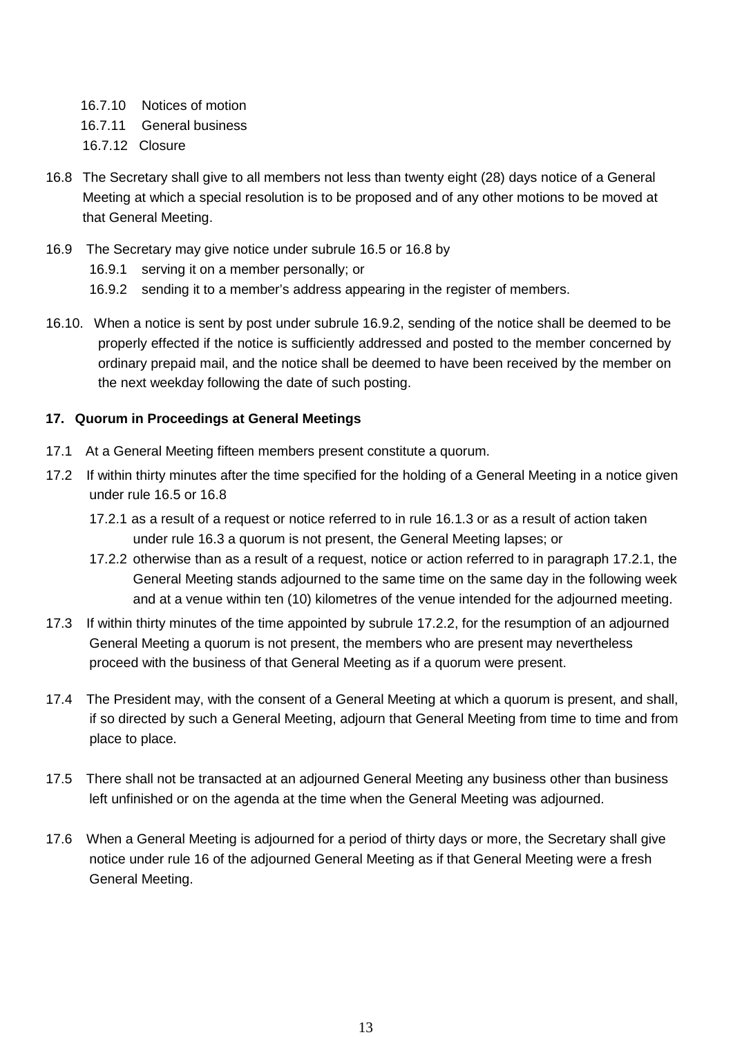16.7.10 Notices of motion

16.7.11 General business

16.7.12 Closure

16.8 The Secretary shall give to all members not less than twenty eight (28) days notice of a General Meeting at which a special resolution is to be proposed and of any other motions to be moved at that General Meeting.

16.9 The Secretary may give notice under subrule 16.5 or 16.8 by

16.9.1 serving it on a member personally; or

16.9.2 sending it to a member's address appearing in the register of members.

16.10. When a notice is sent by post under subrule 16.9.2, sending of the notice shall be deemed to be properly effected if the notice is sufficiently addressed and posted to the member concerned by ordinary prepaid mail, and the notice shall be deemed to have been received by the member on the next weekday following the date of such posting.

**17. Quorum in Proceedings at General Meetings**

17.1 At a General Meeting fifteen members present constitute a quorum.

17.2 If within thirty minutes after the time specified for the holding of a General Meeting in a notice given under rule 16.5 or 16.8

17.2.1 as a result of a request or notice referred to in rule 16.1.3 or as a result of action taken under rule 16.3 a quorum is not present, the General Meeting lapses; or

17.2.2 otherwise than as a result of a request, notice or action referred to in paragraph 17.2.1, the General Meeting stands adjourned to the same time on the same day in the following week and at a venue within ten (10) kilometres of the venue intended for the adjourned meeting.

17.3 If within thirty minutes of the time appointed by subrule 17.2.2, for the resumption of an adjourned General Meeting a quorum is not present, the members who are present may nevertheless proceed with the business of that General Meeting as if a quorum were present.

17.4 The President may, with the consent of a General Meeting at which a quorum is present, and shall, if so directed by such a General Meeting, adjourn that General Meeting from time to time and from place to place.

17.5 There shall not be transacted at an adjourned General Meeting any business other than business left unfinished or on the agenda at the time when the General Meeting was adjourned.

17.6 When a General Meeting is adjourned for a period of thirty days or more, the Secretary shall give notice under rule 16 of the adjourned General Meeting as if that General Meeting were a fresh General Meeting.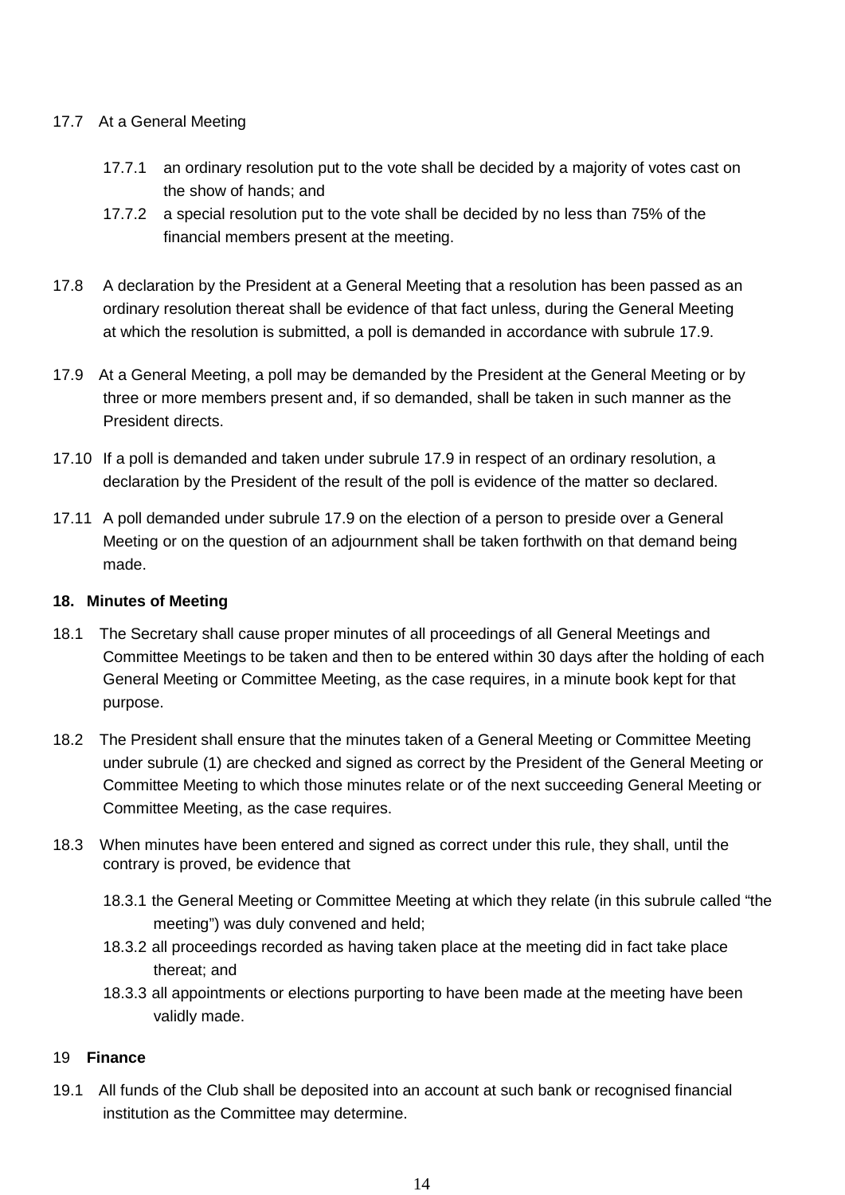17.7 At a General Meeting

- 17.7.1 an ordinary resolution put to the vote shall be decided by a majority of votes cast on the show of hands; and
- 17.7.2 a special resolution put to the vote shall be decided by no less than 75% of the financial members present at the meeting.

17.8 A declaration by the President at a General Meeting that a resolution has been passed as an ordinary resolution thereat shall be evidence of that fact unless, during the General Meeting at which the resolution is submitted, a poll is demanded in accordance with subrule 17.9.

17.9 At a General Meeting, a poll may be demanded by the President at the General Meeting or by three or more members present and, if so demanded, shall be taken in such manner as the President directs.

17.10 If a poll is demanded and taken under subrule 17.9 in respect of an ordinary resolution, a declaration by the President of the result of the poll is evidence of the matter so declared.

17.11 A poll demanded under subrule 17.9 on the election of a person to preside over a General Meeting or on the question of an adjournment shall be taken forthwith on that demand being made.

**18. Minutes of Meeting**

18.1 The Secretary shall cause proper minutes of all proceedings of all General Meetings and Committee Meetings to be taken and then to be entered within 30 days after the holding of each General Meeting or Committee Meeting, as the case requires, in a minute book kept for that purpose.

18.2 The President shall ensure that the minutes taken of a General Meeting or Committee Meeting under subrule (1) are checked and signed as correct by the President of the General Meeting or Committee Meeting to which those minutes relate or of the next succeeding General Meeting or Committee Meeting, as the case requires.

18.3 When minutes have been entered and signed as correct under this rule, they shall, until the contrary is proved, be evidence that

- 18.3.1 the General Meeting or Committee Meeting at which they relate (in this subrule called “the meeting”) was duly convened and held;
- 18.3.2 all proceedings recorded as having taken place at the meeting did in fact take place thereat; and
- 18.3.3 all appointments or elections purporting to have been made at the meeting have been validly made.

19 **Finance**

19.1 All funds of the Club shall be deposited into an account at such bank or recognised financial institution as the Committee may determine.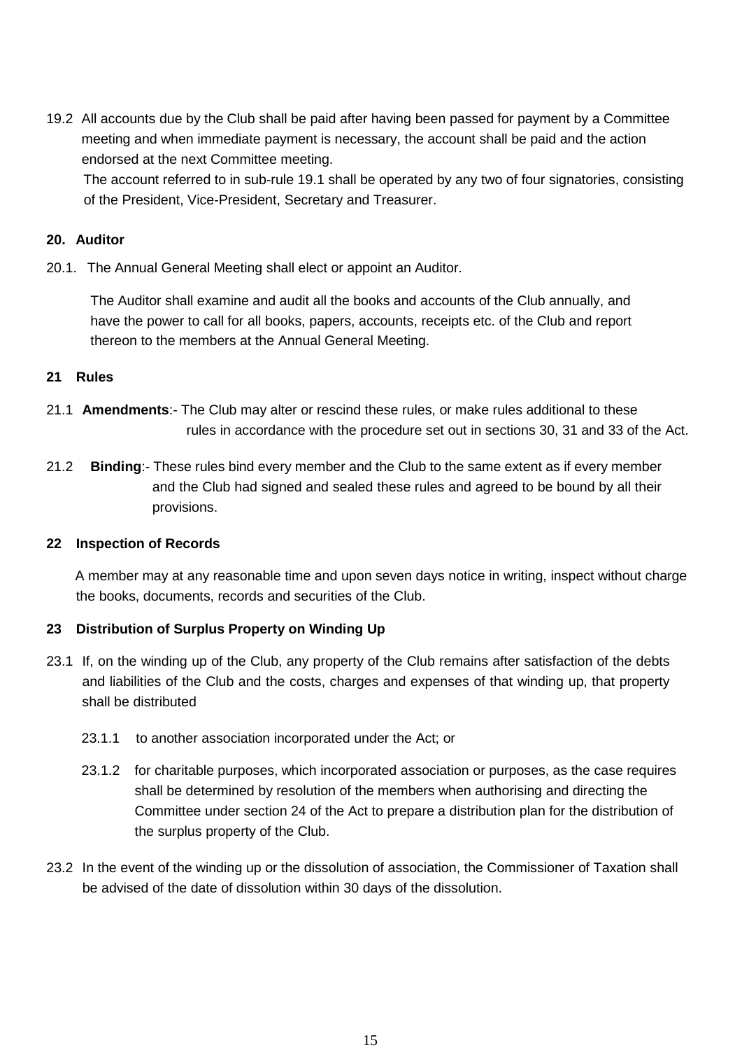19.2 All accounts due by the Club shall be paid after having been passed for payment by a Committee meeting and when immediate payment is necessary, the account shall be paid and the action endorsed at the next Committee meeting.

The account referred to in sub-rule 19.1 shall be operated by any two of four signatories, consisting of the President, Vice-President, Secretary and Treasurer.

**20. Auditor**

20.1. The Annual General Meeting shall elect or appoint an Auditor.

The Auditor shall examine and audit all the books and accounts of the Club annually, and have the power to call for all books, papers, accounts, receipts etc. of the Club and report thereon to the members at the Annual General Meeting.

**21 Rules**

21.1 **Amendments**:- The Club may alter or rescind these rules, or make rules additional to these rules in accordance with the procedure set out in sections 30, 31 and 33 of the Act.

21.2 **Binding**:- These rules bind every member and the Club to the same extent as if every member and the Club had signed and sealed these rules and agreed to be bound by all their provisions.

**22 Inspection of Records**

A member may at any reasonable time and upon seven days notice in writing, inspect without charge the books, documents, records and securities of the Club.

**23 Distribution of Surplus Property on Winding Up**

23.1 If, on the winding up of the Club, any property of the Club remains after satisfaction of the debts and liabilities of the Club and the costs, charges and expenses of that winding up, that property shall be distributed

23.1.1 to another association incorporated under the Act; or

23.1.2 for charitable purposes, which incorporated association or purposes, as the case requires shall be determined by resolution of the members when authorising and directing the Committee under section 24 of the Act to prepare a distribution plan for the distribution of the surplus property of the Club.

23.2 In the event of the winding up or the dissolution of association, the Commissioner of Taxation shall be advised of the date of dissolution within 30 days of the dissolution.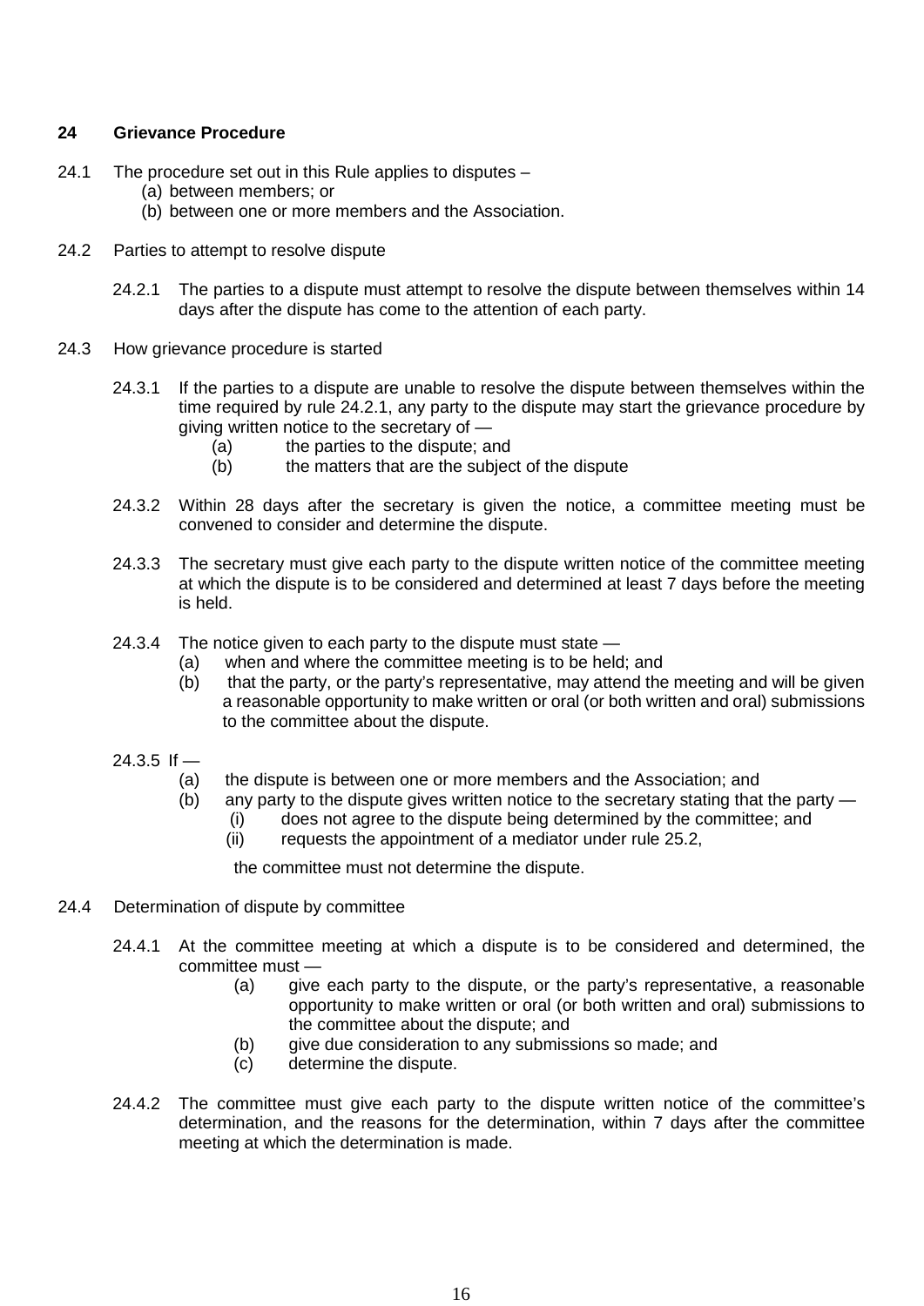## 24 Grievance Procedure

24.1 The procedure set out in this Rule applies to disputes –

- (a) between members; or
- (b) between one or more members and the Association.

24.2 Parties to attempt to resolve dispute

24.2.1 The parties to a dispute must attempt to resolve the dispute between themselves within 14 days after the dispute has come to the attention of each party.

24.3 How grievance procedure is started

24.3.1 If the parties to a dispute are unable to resolve the dispute between themselves within the time required by rule 24.2.1, any party to the dispute may start the grievance procedure by giving written notice to the secretary of —

- (a) the parties to the dispute; and
- (b) the matters that are the subject of the dispute

24.3.2 Within 28 days after the secretary is given the notice, a committee meeting must be convened to consider and determine the dispute.

24.3.3 The secretary must give each party to the dispute written notice of the committee meeting at which the dispute is to be considered and determined at least 7 days before the meeting is held.

24.3.4 The notice given to each party to the dispute must state —

- (a) when and where the committee meeting is to be held; and
- (b) that the party, or the party's representative, may attend the meeting and will be given a reasonable opportunity to make written or oral (or both written and oral) submissions to the committee about the dispute.

24.3.5 If —

- (a) the dispute is between one or more members and the Association; and
- (b) any party to the dispute gives written notice to the secretary stating that the party —
  - (i) does not agree to the dispute being determined by the committee; and
  - (ii) requests the appointment of a mediator under rule 25.2,

the committee must not determine the dispute.

24.4 Determination of dispute by committee

24.4.1 At the committee meeting at which a dispute is to be considered and determined, the committee must —

- (a) give each party to the dispute, or the party's representative, a reasonable opportunity to make written or oral (or both written and oral) submissions to the committee about the dispute; and
- (b) give due consideration to any submissions so made; and
- (c) determine the dispute.

24.4.2 The committee must give each party to the dispute written notice of the committee's determination, and the reasons for the determination, within 7 days after the committee meeting at which the determination is made.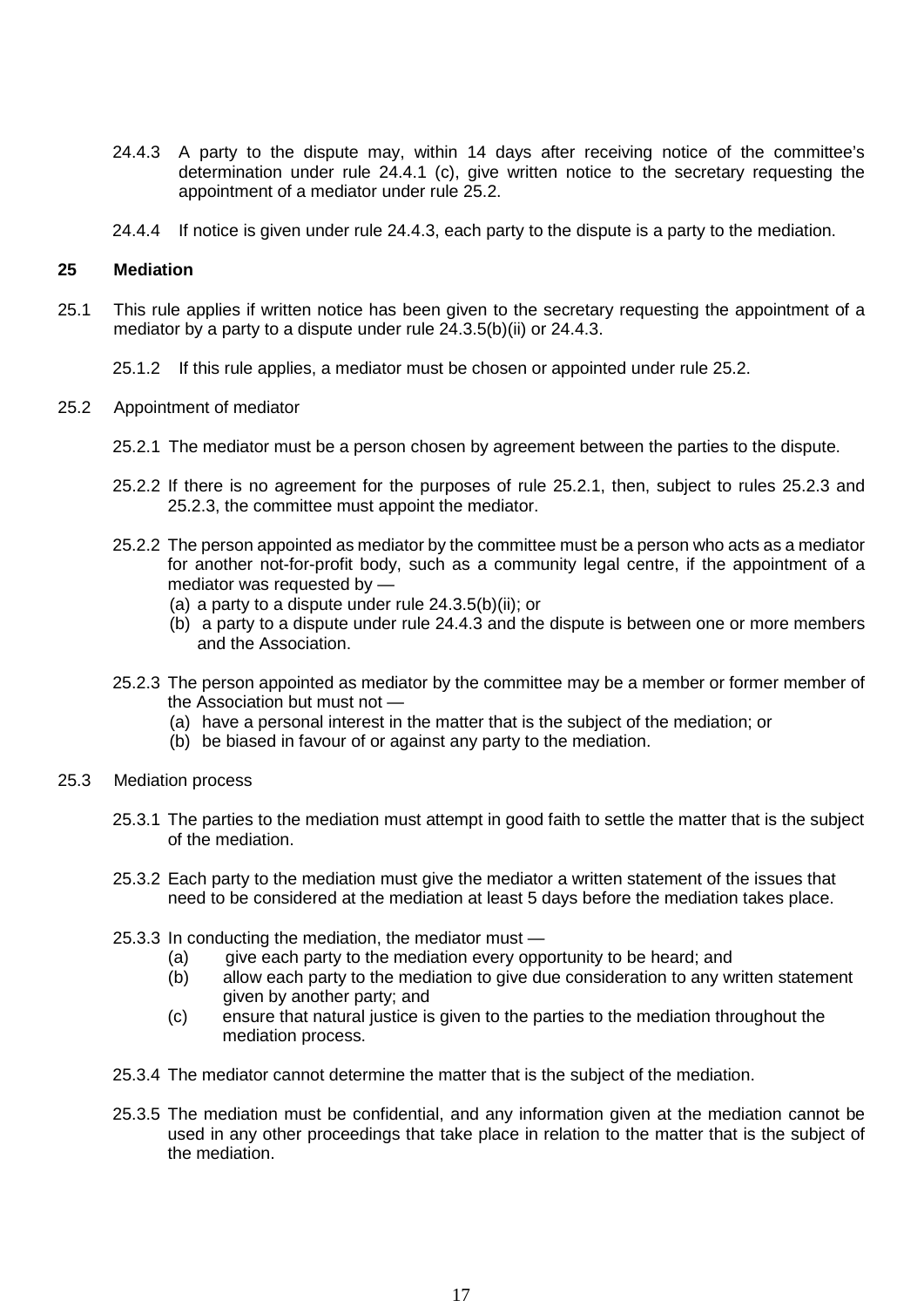24.4.3 A party to the dispute may, within 14 days after receiving notice of the committee's determination under rule 24.4.1 (c), give written notice to the secretary requesting the appointment of a mediator under rule 25.2.

24.4.4 If notice is given under rule 24.4.3, each party to the dispute is a party to the mediation.

## 25 Mediation

25.1 This rule applies if written notice has been given to the secretary requesting the appointment of a mediator by a party to a dispute under rule 24.3.5(b)(ii) or 24.4.3.

25.1.2 If this rule applies, a mediator must be chosen or appointed under rule 25.2.

25.2 Appointment of mediator

25.2.1 The mediator must be a person chosen by agreement between the parties to the dispute.

25.2.2 If there is no agreement for the purposes of rule 25.2.1, then, subject to rules 25.2.3 and 25.2.3, the committee must appoint the mediator.

25.2.2 The person appointed as mediator by the committee must be a person who acts as a mediator for another not-for-profit body, such as a community legal centre, if the appointment of a mediator was requested by —

(a) a party to a dispute under rule 24.3.5(b)(ii); or

(b) a party to a dispute under rule 24.4.3 and the dispute is between one or more members and the Association.

25.2.3 The person appointed as mediator by the committee may be a member or former member of the Association but must not —

(a) have a personal interest in the matter that is the subject of the mediation; or

(b) be biased in favour of or against any party to the mediation.

25.3 Mediation process

25.3.1 The parties to the mediation must attempt in good faith to settle the matter that is the subject of the mediation.

25.3.2 Each party to the mediation must give the mediator a written statement of the issues that need to be considered at the mediation at least 5 days before the mediation takes place.

25.3.3 In conducting the mediation, the mediator must —

(a) give each party to the mediation every opportunity to be heard; and

(b) allow each party to the mediation to give due consideration to any written statement given by another party; and

(c) ensure that natural justice is given to the parties to the mediation throughout the mediation process.

25.3.4 The mediator cannot determine the matter that is the subject of the mediation.

25.3.5 The mediation must be confidential, and any information given at the mediation cannot be used in any other proceedings that take place in relation to the matter that is the subject of the mediation.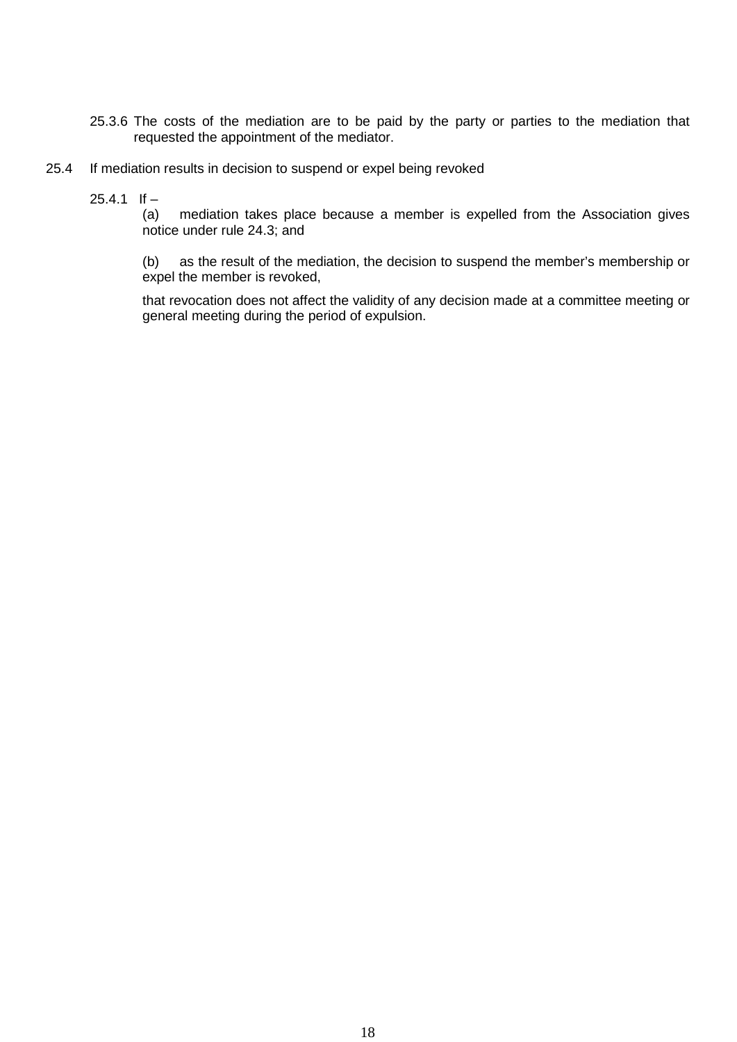25.3.6 The costs of the mediation are to be paid by the party or parties to the mediation that requested the appointment of the mediator.

25.4 If mediation results in decision to suspend or expel being revoked

25.4.1 If –

(a) mediation takes place because a member is expelled from the Association gives notice under rule 24.3; and

(b) as the result of the mediation, the decision to suspend the member's membership or expel the member is revoked,

that revocation does not affect the validity of any decision made at a committee meeting or general meeting during the period of expulsion.